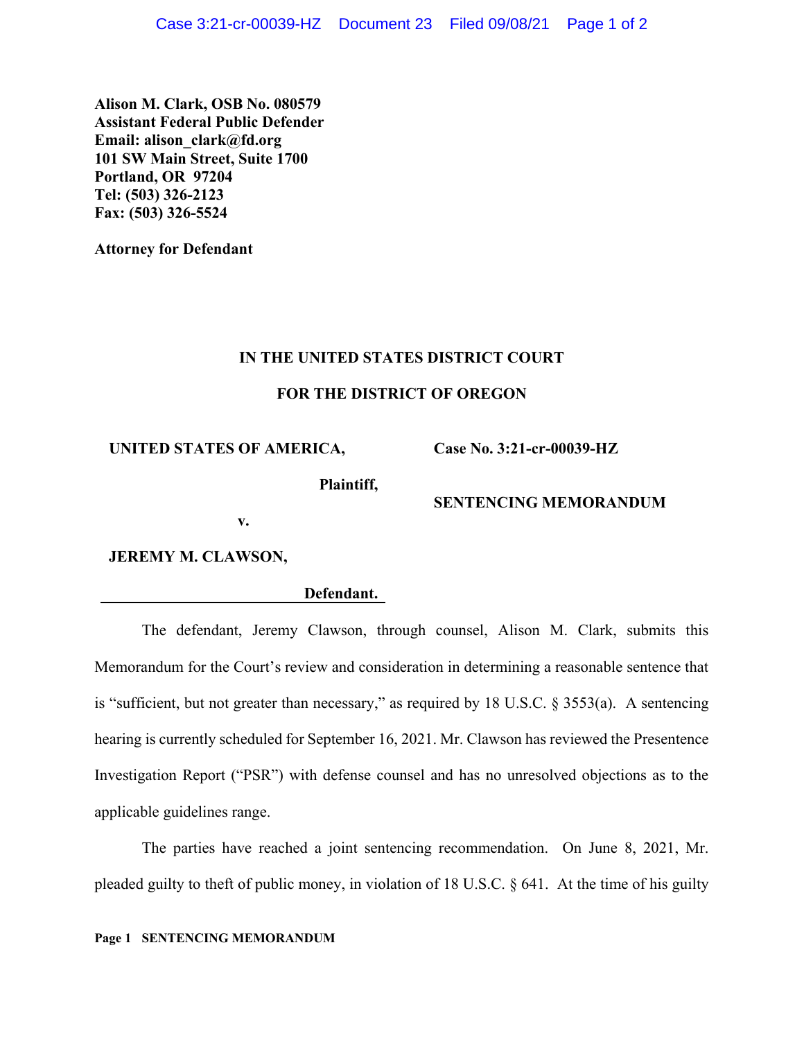**Alison M. Clark, OSB No. 080579**
**Assistant Federal Public Defender**
**Email: alison_clark@fd.org**
**101 SW Main Street, Suite 1700**
**Portland, OR 97204**
**Tel: (503) 326-2123**
**Fax: (503) 326-5524**

**Attorney for Defendant**

**IN THE UNITED STATES DISTRICT COURT**

**FOR THE DISTRICT OF OREGON**

**UNITED STATES OF AMERICA,**

**Plaintiff,**

**v.**

**JEREMY M. CLAWSON,**

**Defendant.**

**Case No. 3:21-cr-00039-HZ**

**SENTENCING MEMORANDUM**

The defendant, Jeremy Clawson, through counsel, Alison M. Clark, submits this Memorandum for the Court's review and consideration in determining a reasonable sentence that is "sufficient, but not greater than necessary," as required by 18 U.S.C. § 3553(a). A sentencing hearing is currently scheduled for September 16, 2021. Mr. Clawson has reviewed the Presentence Investigation Report ("PSR") with defense counsel and has no unresolved objections as to the applicable guidelines range.

The parties have reached a joint sentencing recommendation. On June 8, 2021, Mr. pleaded guilty to theft of public money, in violation of 18 U.S.C. § 641. At the time of his guilty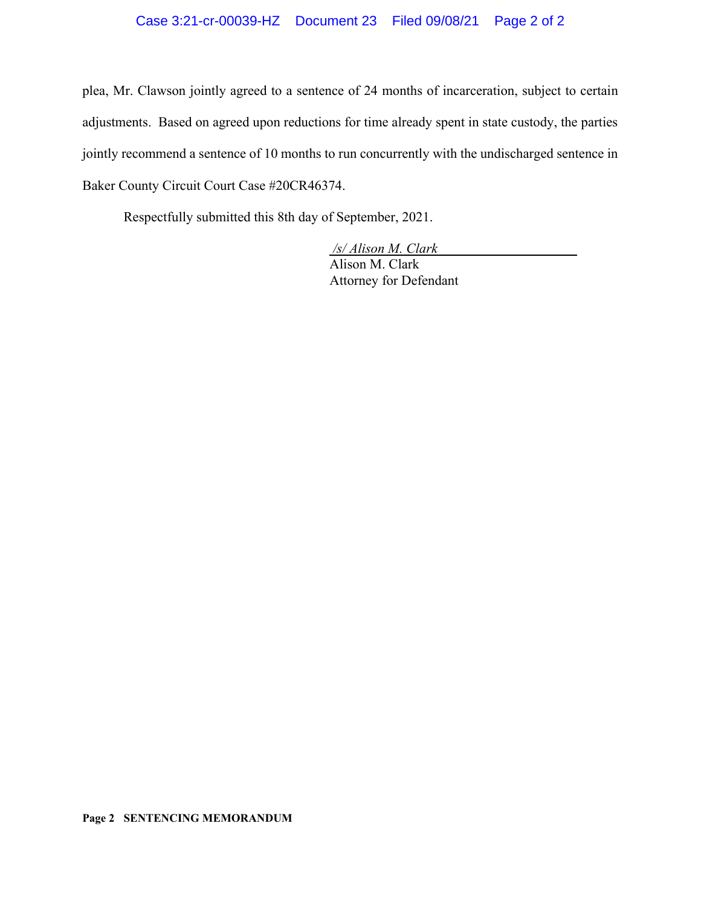plea, Mr. Clawson jointly agreed to a sentence of 24 months of incarceration, subject to certain adjustments. Based on agreed upon reductions for time already spent in state custody, the parties jointly recommend a sentence of 10 months to run concurrently with the undischarged sentence in Baker County Circuit Court Case #20CR46374.

Respectfully submitted this 8th day of September, 2021.

*/s/ Alison M. Clark*
Alison M. Clark
Attorney for Defendant

**Page 2 SENTENCING MEMORANDUM**